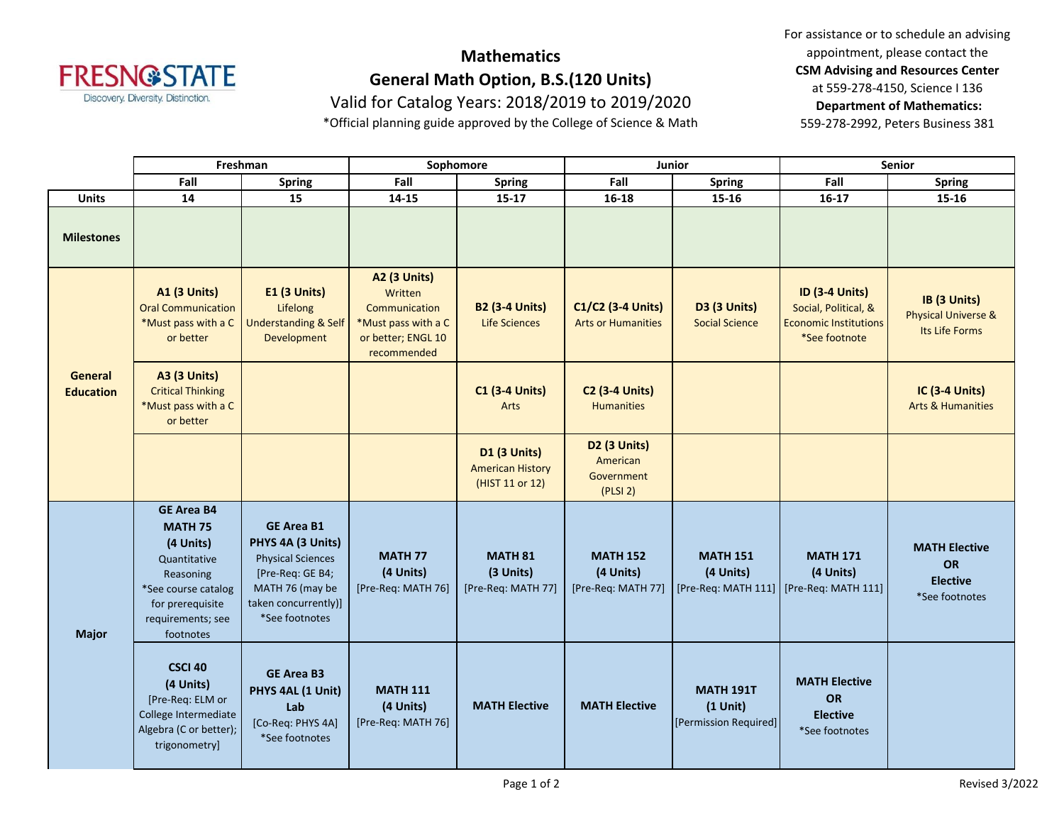# Mathematics

## General Math Option, B.S.(120 Units)

Valid for Catalog Years: 2018/2019 to 2019/2020

*Official planning guide approved by the College of Science & Math

For assistance or to schedule an advising appointment, please contact the **CSM Advising and Resources Center** at 559-278-4150, Science I 136

**Department of Mathematics:** 559-278-2992, Peters Business 381

| | Freshman | | Sophomore | | Junior | | Senior | |
|---|---|---|---|---|---|---|---|---|
| | Fall | Spring | Fall | Spring | Fall | Spring | Fall | Spring |
| **Units** | 14 | 15 | 14-15 | 15-17 | 16-18 | 15-16 | 16-17 | 15-16 |
| **Milestones** | | | | | | | | |
| **General Education** | **A1 (3 Units)** Oral Communication *Must pass with a C or better | **E1 (3 Units)** Lifelong Understanding & Self Development | **A2 (3 Units)** Written Communication *Must pass with a C or better; ENGL 10 recommended | **B2 (3-4 Units)** Life Sciences | **C1/C2 (3-4 Units)** Arts or Humanities | **D3 (3 Units)** Social Science | **ID (3-4 Units)** Social, Political, & Economic Institutions *See footnote | **IB (3 Units)** Physical Universe & Its Life Forms |
| | **A3 (3 Units)** Critical Thinking *Must pass with a C or better | | | **C1 (3-4 Units)** Arts | **C2 (3-4 Units)** Humanities | | | **IC (3-4 Units)** Arts & Humanities |
| | | | | **D1 (3 Units)** American History (HIST 11 or 12) | **D2 (3 Units)** American Government (PLSI 2) | | | |
| **Major** | **GE Area B4 MATH 75 (4 Units)** Quantitative Reasoning *See course catalog for prerequisite requirements; see footnotes | **GE Area B1 PHYS 4A (3 Units)** Physical Sciences [Pre-Req: GE B4; MATH 76 (may be taken concurrently)] *See footnotes | **MATH 77 (4 Units)** [Pre-Req: MATH 76] | **MATH 81 (3 Units)** [Pre-Req: MATH 77] | **MATH 152 (4 Units)** [Pre-Req: MATH 77] | **MATH 151 (4 Units)** [Pre-Req: MATH 111] | **MATH 171 (4 Units)** [Pre-Req: MATH 111] | **MATH Elective OR Elective** *See footnotes |
| | **CSCI 40 (4 Units)** [Pre-Req: ELM or College Intermediate Algebra (C or better); trigonometry] | **GE Area B3 PHYS 4AL (1 Unit) Lab** [Co-Req: PHYS 4A] *See footnotes | **MATH 111 (4 Units)** [Pre-Req: MATH 76] | **MATH Elective** | **MATH Elective** | **MATH 191T (1 Unit)** [Permission Required] | **MATH Elective OR Elective** *See footnotes | |

Revised 3/2022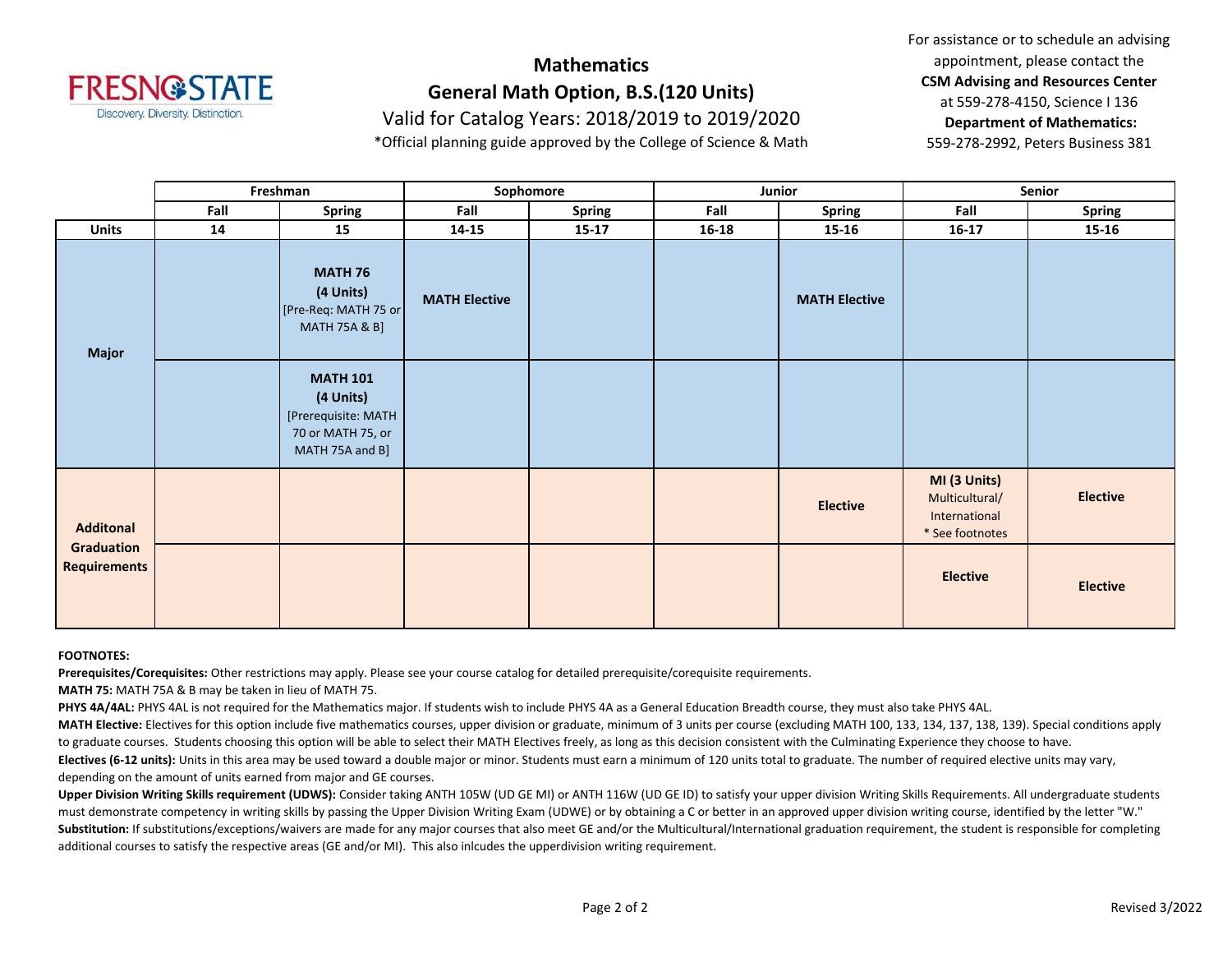FRESNO STATE
Discovery. Diversity. Distinction.

# Mathematics
## General Math Option, B.S.(120 Units)
Valid for Catalog Years: 2018/2019 to 2019/2020

*Official planning guide approved by the College of Science & Math

For assistance or to schedule an advising appointment, please contact the **CSM Advising and Resources Center** at 559-278-4150, Science I 136
**Department of Mathematics:** 559-278-2992, Peters Business 381

| | Freshman | | Sophomore | | Junior | | Senior | |
|---|---|---|---|---|---|---|---|---|
| | **Fall** | **Spring** | **Fall** | **Spring** | **Fall** | **Spring** | **Fall** | **Spring** |
| **Units** | **14** | **15** | **14-15** | **15-17** | **16-18** | **15-16** | **16-17** | **15-16** |
| **Major** | | **MATH 76 (4 Units)** [Pre-Req: MATH 75 or MATH 75A & B] | **MATH Elective** | | | **MATH Elective** | | |
| | | **MATH 101 (4 Units)** [Prerequisite: MATH 70 or MATH 75, or MATH 75A and B] | | | | | | |
| **Additonal Graduation Requirements** | | | | | | **Elective** | **MI (3 Units)** Multicultural/ International * See footnotes | **Elective** |
| | | | | | | | **Elective** | **Elective** |

**FOOTNOTES:**

**Prerequisites/Corequisites:** Other restrictions may apply. Please see your course catalog for detailed prerequisite/corequisite requirements.

**MATH 75:** MATH 75A & B may be taken in lieu of MATH 75.

**PHYS 4A/4AL:** PHYS 4AL is not required for the Mathematics major. If students wish to include PHYS 4A as a General Education Breadth course, they must also take PHYS 4AL.

**MATH Elective:** Electives for this option include five mathematics courses, upper division or graduate, minimum of 3 units per course (excluding MATH 100, 133, 134, 137, 138, 139). Special conditions apply to graduate courses. Students choosing this option will be able to select their MATH Electives freely, as long as this decision consistent with the Culminating Experience they choose to have.

**Electives (6-12 units):** Units in this area may be used toward a double major or minor. Students must earn a minimum of 120 units total to graduate. The number of required elective units may vary, depending on the amount of units earned from major and GE courses.

**Upper Division Writing Skills requirement (UDWS):** Consider taking ANTH 105W (UD GE MI) or ANTH 116W (UD GE ID) to satisfy your upper division Writing Skills Requirements. All undergraduate students must demonstrate competency in writing skills by passing the Upper Division Writing Exam (UDWE) or by obtaining a C or better in an approved upper division writing course, identified by the letter "W."

**Substitution:** If substitutions/exceptions/waivers are made for any major courses that also meet GE and/or the Multicultural/International graduation requirement, the student is responsible for completing additional courses to satisfy the respective areas (GE and/or MI). This also inlcudes the upperdivision writing requirement.

Revised 3/2022